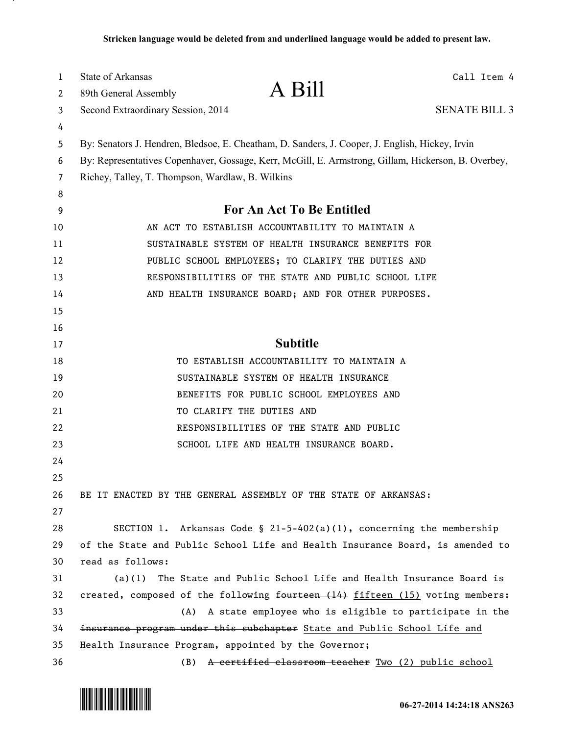**Stricken language would be deleted from and underlined language would be added to present law.**

State of Arkansas
89th General Assembly
Second Extraordinary Session, 2014

# A Bill

Call Item 4

SENATE BILL 3

By: Senators J. Hendren, Bledsoe, E. Cheatham, D. Sanders, J. Cooper, J. English, Hickey, Irvin
By: Representatives Copenhaver, Gossage, Kerr, McGill, E. Armstrong, Gillam, Hickerson, B. Overbey, Richey, Talley, T. Thompson, Wardlaw, B. Wilkins

## For An Act To Be Entitled

AN ACT TO ESTABLISH ACCOUNTABILITY TO MAINTAIN A SUSTAINABLE SYSTEM OF HEALTH INSURANCE BENEFITS FOR PUBLIC SCHOOL EMPLOYEES; TO CLARIFY THE DUTIES AND RESPONSIBILITIES OF THE STATE AND PUBLIC SCHOOL LIFE AND HEALTH INSURANCE BOARD; AND FOR OTHER PURPOSES.

## Subtitle

TO ESTABLISH ACCOUNTABILITY TO MAINTAIN A SUSTAINABLE SYSTEM OF HEALTH INSURANCE BENEFITS FOR PUBLIC SCHOOL EMPLOYEES AND TO CLARIFY THE DUTIES AND RESPONSIBILITIES OF THE STATE AND PUBLIC SCHOOL LIFE AND HEALTH INSURANCE BOARD.

BE IT ENACTED BY THE GENERAL ASSEMBLY OF THE STATE OF ARKANSAS:

SECTION 1. Arkansas Code § 21-5-402(a)(1), concerning the membership of the State and Public School Life and Health Insurance Board, is amended to read as follows:

(a)(1) The State and Public School Life and Health Insurance Board is created, composed of the following ~~fourteen (14)~~ <u>fifteen (15)</u> voting members:

(A) A state employee who is eligible to participate in the ~~insurance program under this subchapter~~ <u>State and Public School Life and Health Insurance Program,</u> appointed by the Governor;

(B) ~~A certified classroom teacher~~ <u>Two (2) public school</u>

06-27-2014 14:24:18 ANS263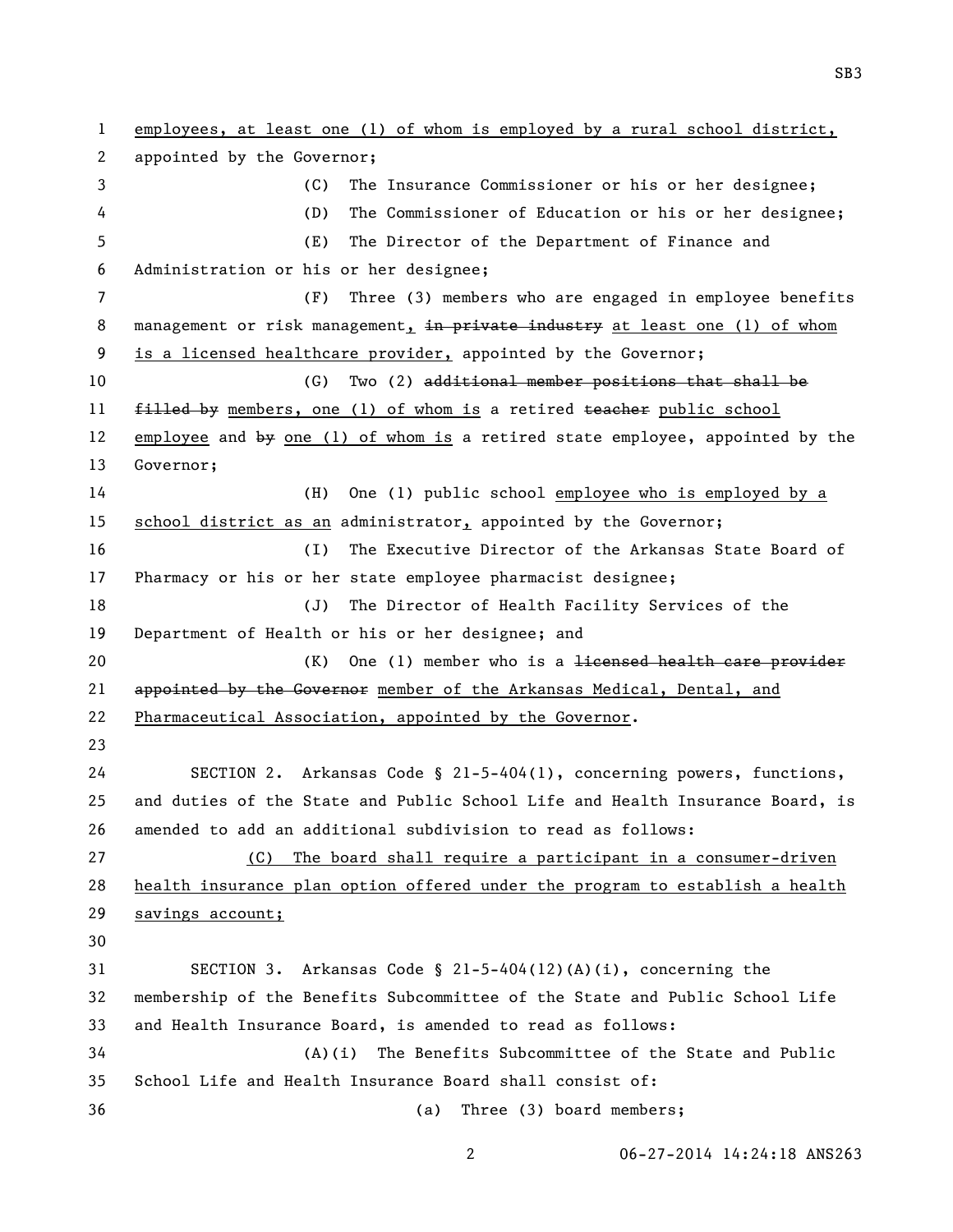employees, at least one (1) of whom is employed by a rural school district, appointed by the Governor;

(C) The Insurance Commissioner or his or her designee;

(D) The Commissioner of Education or his or her designee;

(E) The Director of the Department of Finance and Administration or his or her designee;

(F) Three (3) members who are engaged in employee benefits management or risk management, ~~in private industry~~ at least one (1) of whom is a licensed healthcare provider, appointed by the Governor;

(G) Two (2) ~~additional member positions that shall be filled by~~ members, one (1) of whom is a retired ~~teacher~~ public school employee and ~~by~~ one (1) of whom is a retired state employee, appointed by the Governor;

(H) One (1) public school employee who is employed by a school district as an administrator, appointed by the Governor;

(I) The Executive Director of the Arkansas State Board of Pharmacy or his or her state employee pharmacist designee;

(J) The Director of Health Facility Services of the Department of Health or his or her designee; and

(K) One (1) member who is a ~~licensed health care provider appointed by the Governor~~ member of the Arkansas Medical, Dental, and Pharmaceutical Association, appointed by the Governor.

SECTION 2. Arkansas Code § 21-5-404(1), concerning powers, functions, and duties of the State and Public School Life and Health Insurance Board, is amended to add an additional subdivision to read as follows:

(C) The board shall require a participant in a consumer-driven health insurance plan option offered under the program to establish a health savings account;

SECTION 3. Arkansas Code § 21-5-404(12)(A)(i), concerning the membership of the Benefits Subcommittee of the State and Public School Life and Health Insurance Board, is amended to read as follows:

(A)(i) The Benefits Subcommittee of the State and Public School Life and Health Insurance Board shall consist of:

(a) Three (3) board members;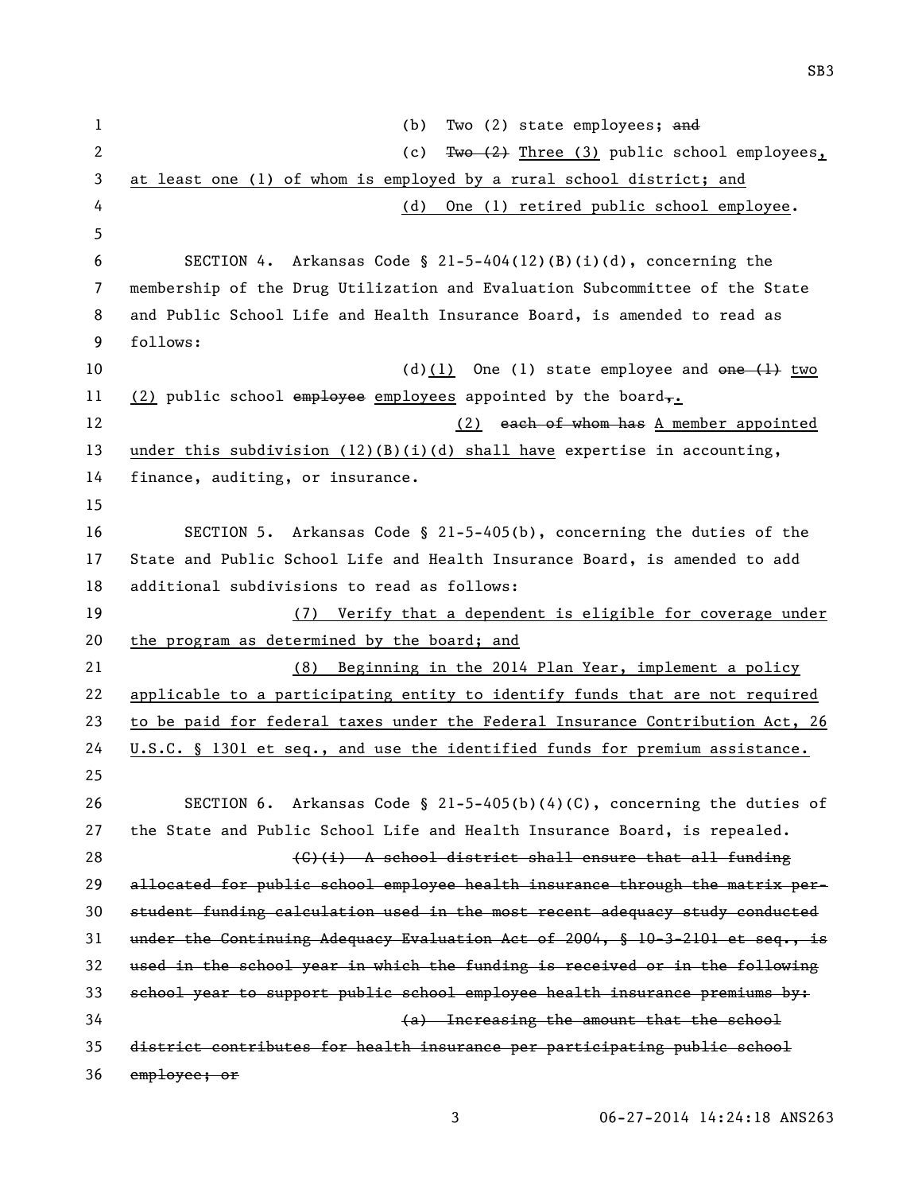(b) Two (2) state employees; ~~and~~

(c) ~~Two (2)~~ Three (3) public school employees, at least one (1) of whom is employed by a rural school district; and

(d) One (1) retired public school employee.

SECTION 4. Arkansas Code § 21-5-404(12)(B)(i)(d), concerning the membership of the Drug Utilization and Evaluation Subcommittee of the State and Public School Life and Health Insurance Board, is amended to read as follows:

(d)(1) One (1) state employee and ~~one (1)~~ two (2) public school ~~employee~~ employees appointed by the board~~,~~.

(2) ~~each of whom has~~ A member appointed under this subdivision (12)(B)(i)(d) shall have expertise in accounting, finance, auditing, or insurance.

SECTION 5. Arkansas Code § 21-5-405(b), concerning the duties of the State and Public School Life and Health Insurance Board, is amended to add additional subdivisions to read as follows:

(7) Verify that a dependent is eligible for coverage under the program as determined by the board; and

(8) Beginning in the 2014 Plan Year, implement a policy applicable to a participating entity to identify funds that are not required to be paid for federal taxes under the Federal Insurance Contribution Act, 26 U.S.C. § 1301 et seq., and use the identified funds for premium assistance.

SECTION 6. Arkansas Code § 21-5-405(b)(4)(C), concerning the duties of the State and Public School Life and Health Insurance Board, is repealed.

~~(C)(i) A school district shall ensure that all funding allocated for public school employee health insurance through the matrix per-student funding calculation used in the most recent adequacy study conducted under the Continuing Adequacy Evaluation Act of 2004, § 10-3-2101 et seq., is used in the school year in which the funding is received or in the following school year to support public school employee health insurance premiums by:~~

~~(a) Increasing the amount that the school district contributes for health insurance per participating public school employee; or~~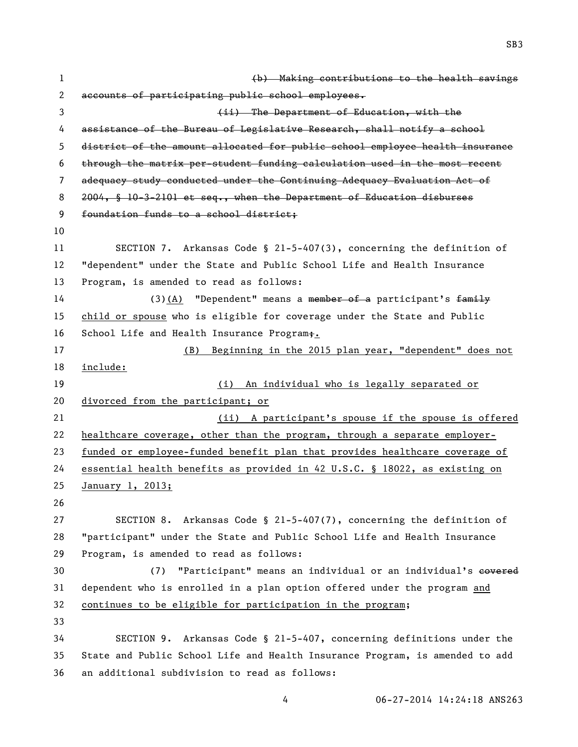~~(b) Making contributions to the health savings accounts of participating public school employees.~~

~~(ii) The Department of Education, with the assistance of the Bureau of Legislative Research, shall notify a school district of the amount allocated for public school employee health insurance through the matrix per-student funding calculation used in the most recent adequacy study conducted under the Continuing Adequacy Evaluation Act of 2004, § 10-3-2101 et seq., when the Department of Education disburses foundation funds to a school district;~~

SECTION 7. Arkansas Code § 21-5-407(3), concerning the definition of "dependent" under the State and Public School Life and Health Insurance Program, is amended to read as follows:

(3)<u>(A)</u> "Dependent" means a ~~member of a~~ participant's ~~family~~ <u>child or spouse</u> who is eligible for coverage under the State and Public School Life and Health Insurance Program~~;~~<u>.</u>

<u>(B) Beginning in the 2015 plan year, "dependent" does not include:</u>

<u>(i) An individual who is legally separated or divorced from the participant; or</u>

<u>(ii) A participant's spouse if the spouse is offered healthcare coverage, other than the program, through a separate employer-funded or employee-funded benefit plan that provides healthcare coverage of essential health benefits as provided in 42 U.S.C. § 18022, as existing on January 1, 2013;</u>

SECTION 8. Arkansas Code § 21-5-407(7), concerning the definition of "participant" under the State and Public School Life and Health Insurance Program, is amended to read as follows:

(7) "Participant" means an individual or an individual's ~~covered~~ dependent who is enrolled in a plan option offered under the program <u>and continues to be eligible for participation in the program</u>;

SECTION 9. Arkansas Code § 21-5-407, concerning definitions under the State and Public School Life and Health Insurance Program, is amended to add an additional subdivision to read as follows: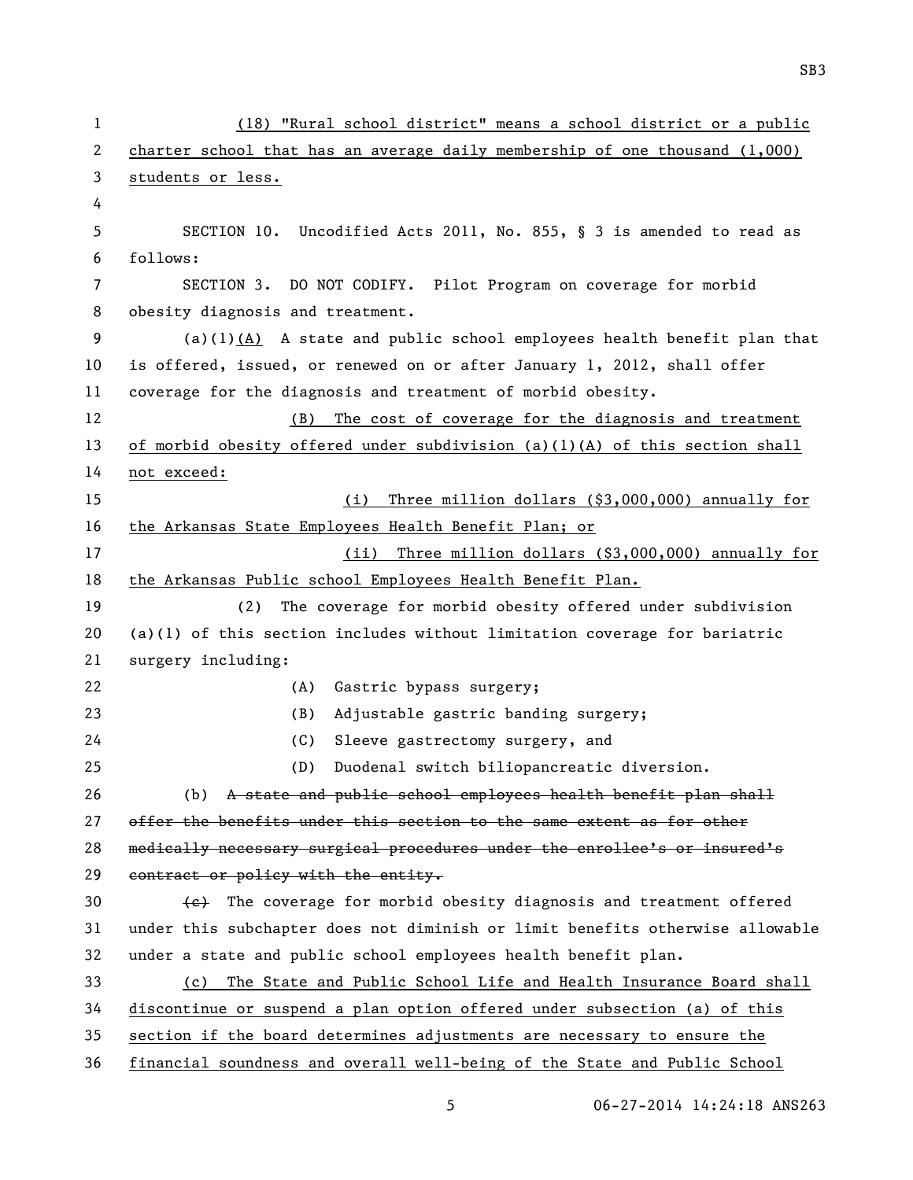(18) "Rural school district" means a school district or a public charter school that has an average daily membership of one thousand (1,000) students or less.

SECTION 10. Uncodified Acts 2011, No. 855, § 3 is amended to read as follows:

SECTION 3. DO NOT CODIFY. Pilot Program on coverage for morbid obesity diagnosis and treatment.

(a)(1)(A) A state and public school employees health benefit plan that is offered, issued, or renewed on or after January 1, 2012, shall offer coverage for the diagnosis and treatment of morbid obesity.

(B) The cost of coverage for the diagnosis and treatment of morbid obesity offered under subdivision (a)(1)(A) of this section shall not exceed:

(i) Three million dollars ($3,000,000) annually for the Arkansas State Employees Health Benefit Plan; or

(ii) Three million dollars ($3,000,000) annually for the Arkansas Public school Employees Health Benefit Plan.

(2) The coverage for morbid obesity offered under subdivision (a)(1) of this section includes without limitation coverage for bariatric surgery including:

(A) Gastric bypass surgery;

(B) Adjustable gastric banding surgery;

(C) Sleeve gastrectomy surgery, and

(D) Duodenal switch biliopancreatic diversion.

(b) ~~A state and public school employees health benefit plan shall offer the benefits under this section to the same extent as for other medically necessary surgical procedures under the enrollee's or insured's contract or policy with the entity.~~

~~(c)~~ The coverage for morbid obesity diagnosis and treatment offered under this subchapter does not diminish or limit benefits otherwise allowable under a state and public school employees health benefit plan.

(c) The State and Public School Life and Health Insurance Board shall discontinue or suspend a plan option offered under subsection (a) of this section if the board determines adjustments are necessary to ensure the financial soundness and overall well-being of the State and Public School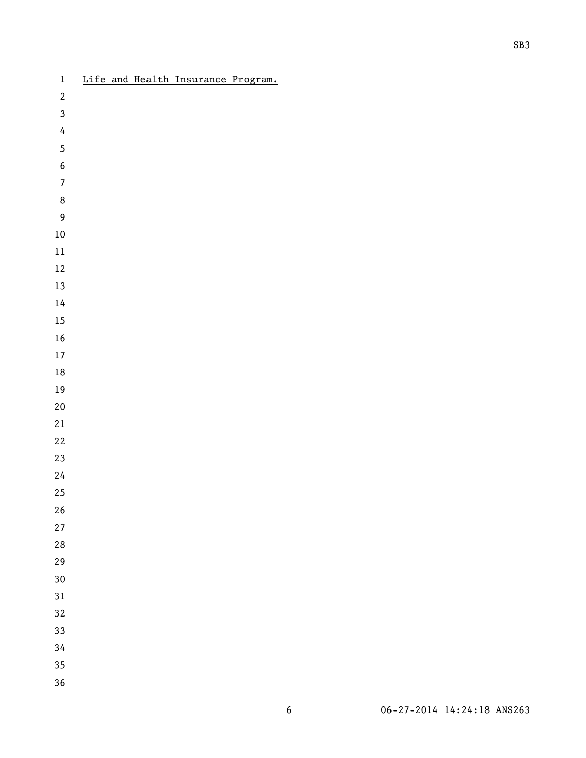Life and Health Insurance Program.